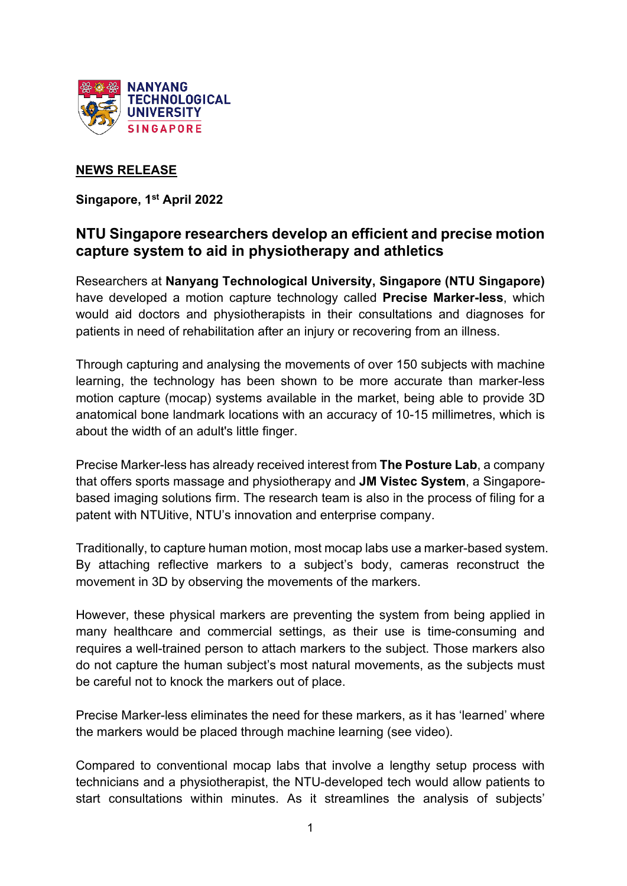**NEWS RELEASE**

**Singapore, 1st April 2022**

## NTU Singapore researchers develop an efficient and precise motion capture system to aid in physiotherapy and athletics

Researchers at **Nanyang Technological University, Singapore (NTU Singapore)** have developed a motion capture technology called **Precise Marker-less**, which would aid doctors and physiotherapists in their consultations and diagnoses for patients in need of rehabilitation after an injury or recovering from an illness.

Through capturing and analysing the movements of over 150 subjects with machine learning, the technology has been shown to be more accurate than marker-less motion capture (mocap) systems available in the market, being able to provide 3D anatomical bone landmark locations with an accuracy of 10-15 millimetres, which is about the width of an adult's little finger.

Precise Marker-less has already received interest from **The Posture Lab**, a company that offers sports massage and physiotherapy and **JM Vistec System**, a Singapore-based imaging solutions firm. The research team is also in the process of filing for a patent with NTUitive, NTU's innovation and enterprise company.

Traditionally, to capture human motion, most mocap labs use a marker-based system. By attaching reflective markers to a subject's body, cameras reconstruct the movement in 3D by observing the movements of the markers.

However, these physical markers are preventing the system from being applied in many healthcare and commercial settings, as their use is time-consuming and requires a well-trained person to attach markers to the subject. Those markers also do not capture the human subject's most natural movements, as the subjects must be careful not to knock the markers out of place.

Precise Marker-less eliminates the need for these markers, as it has 'learned' where the markers would be placed through machine learning (see video).

Compared to conventional mocap labs that involve a lengthy setup process with technicians and a physiotherapist, the NTU-developed tech would allow patients to start consultations within minutes. As it streamlines the analysis of subjects'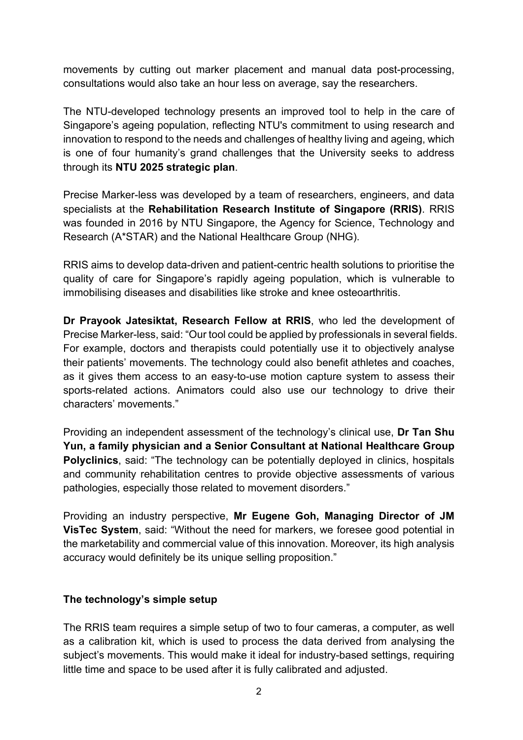movements by cutting out marker placement and manual data post-processing, consultations would also take an hour less on average, say the researchers.

The NTU-developed technology presents an improved tool to help in the care of Singapore's ageing population, reflecting NTU's commitment to using research and innovation to respond to the needs and challenges of healthy living and ageing, which is one of four humanity's grand challenges that the University seeks to address through its **NTU 2025 strategic plan**.

Precise Marker-less was developed by a team of researchers, engineers, and data specialists at the **Rehabilitation Research Institute of Singapore (RRIS)**. RRIS was founded in 2016 by NTU Singapore, the Agency for Science, Technology and Research (A*STAR) and the National Healthcare Group (NHG).

RRIS aims to develop data-driven and patient-centric health solutions to prioritise the quality of care for Singapore's rapidly ageing population, which is vulnerable to immobilising diseases and disabilities like stroke and knee osteoarthritis.

**Dr Prayook Jatesiktat, Research Fellow at RRIS**, who led the development of Precise Marker-less, said: "Our tool could be applied by professionals in several fields. For example, doctors and therapists could potentially use it to objectively analyse their patients' movements. The technology could also benefit athletes and coaches, as it gives them access to an easy-to-use motion capture system to assess their sports-related actions. Animators could also use our technology to drive their characters' movements."

Providing an independent assessment of the technology's clinical use, **Dr Tan Shu Yun, a family physician and a Senior Consultant at National Healthcare Group Polyclinics**, said: "The technology can be potentially deployed in clinics, hospitals and community rehabilitation centres to provide objective assessments of various pathologies, especially those related to movement disorders."

Providing an industry perspective, **Mr Eugene Goh, Managing Director of JM VisTec System**, said: "Without the need for markers, we foresee good potential in the marketability and commercial value of this innovation. Moreover, its high analysis accuracy would definitely be its unique selling proposition."

**The technology's simple setup**

The RRIS team requires a simple setup of two to four cameras, a computer, as well as a calibration kit, which is used to process the data derived from analysing the subject's movements. This would make it ideal for industry-based settings, requiring little time and space to be used after it is fully calibrated and adjusted.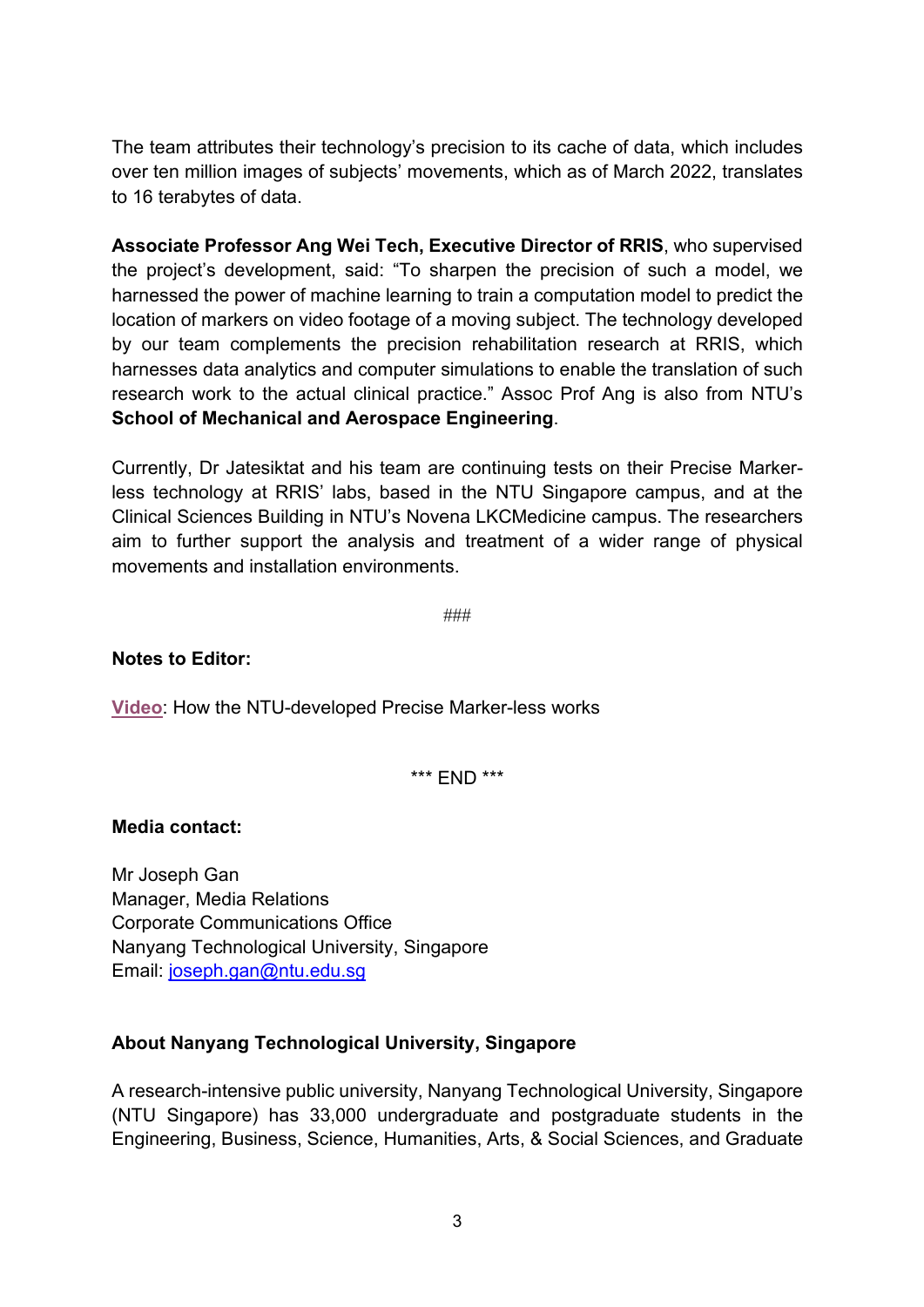The team attributes their technology's precision to its cache of data, which includes over ten million images of subjects' movements, which as of March 2022, translates to 16 terabytes of data.

**Associate Professor Ang Wei Tech, Executive Director of RRIS**, who supervised the project's development, said: "To sharpen the precision of such a model, we harnessed the power of machine learning to train a computation model to predict the location of markers on video footage of a moving subject. The technology developed by our team complements the precision rehabilitation research at RRIS, which harnesses data analytics and computer simulations to enable the translation of such research work to the actual clinical practice." Assoc Prof Ang is also from NTU's **School of Mechanical and Aerospace Engineering**.

Currently, Dr Jatesiktat and his team are continuing tests on their Precise Marker-less technology at RRIS' labs, based in the NTU Singapore campus, and at the Clinical Sciences Building in NTU's Novena LKCMedicine campus. The researchers aim to further support the analysis and treatment of a wider range of physical movements and installation environments.

###

**Notes to Editor:**

**Video**: How the NTU-developed Precise Marker-less works

*** END ***

**Media contact:**

Mr Joseph Gan
Manager, Media Relations
Corporate Communications Office
Nanyang Technological University, Singapore
Email: joseph.gan@ntu.edu.sg

**About Nanyang Technological University, Singapore**

A research-intensive public university, Nanyang Technological University, Singapore (NTU Singapore) has 33,000 undergraduate and postgraduate students in the Engineering, Business, Science, Humanities, Arts, & Social Sciences, and Graduate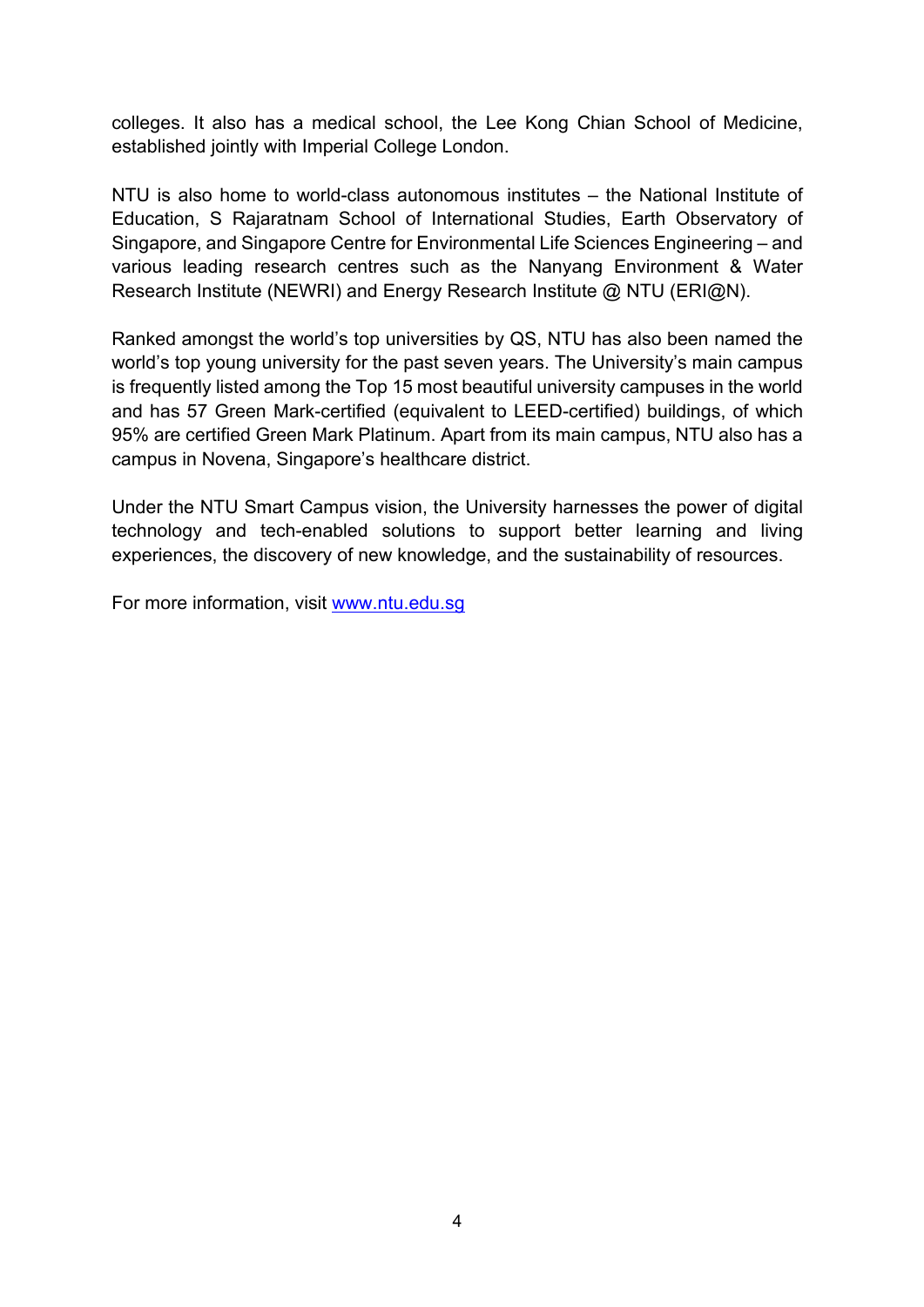colleges. It also has a medical school, the Lee Kong Chian School of Medicine, established jointly with Imperial College London.

NTU is also home to world-class autonomous institutes – the National Institute of Education, S Rajaratnam School of International Studies, Earth Observatory of Singapore, and Singapore Centre for Environmental Life Sciences Engineering – and various leading research centres such as the Nanyang Environment & Water Research Institute (NEWRI) and Energy Research Institute @ NTU (ERI@N).

Ranked amongst the world's top universities by QS, NTU has also been named the world's top young university for the past seven years. The University's main campus is frequently listed among the Top 15 most beautiful university campuses in the world and has 57 Green Mark-certified (equivalent to LEED-certified) buildings, of which 95% are certified Green Mark Platinum. Apart from its main campus, NTU also has a campus in Novena, Singapore's healthcare district.

Under the NTU Smart Campus vision, the University harnesses the power of digital technology and tech-enabled solutions to support better learning and living experiences, the discovery of new knowledge, and the sustainability of resources.

For more information, visit [www.ntu.edu.sg](http://www.ntu.edu.sg)